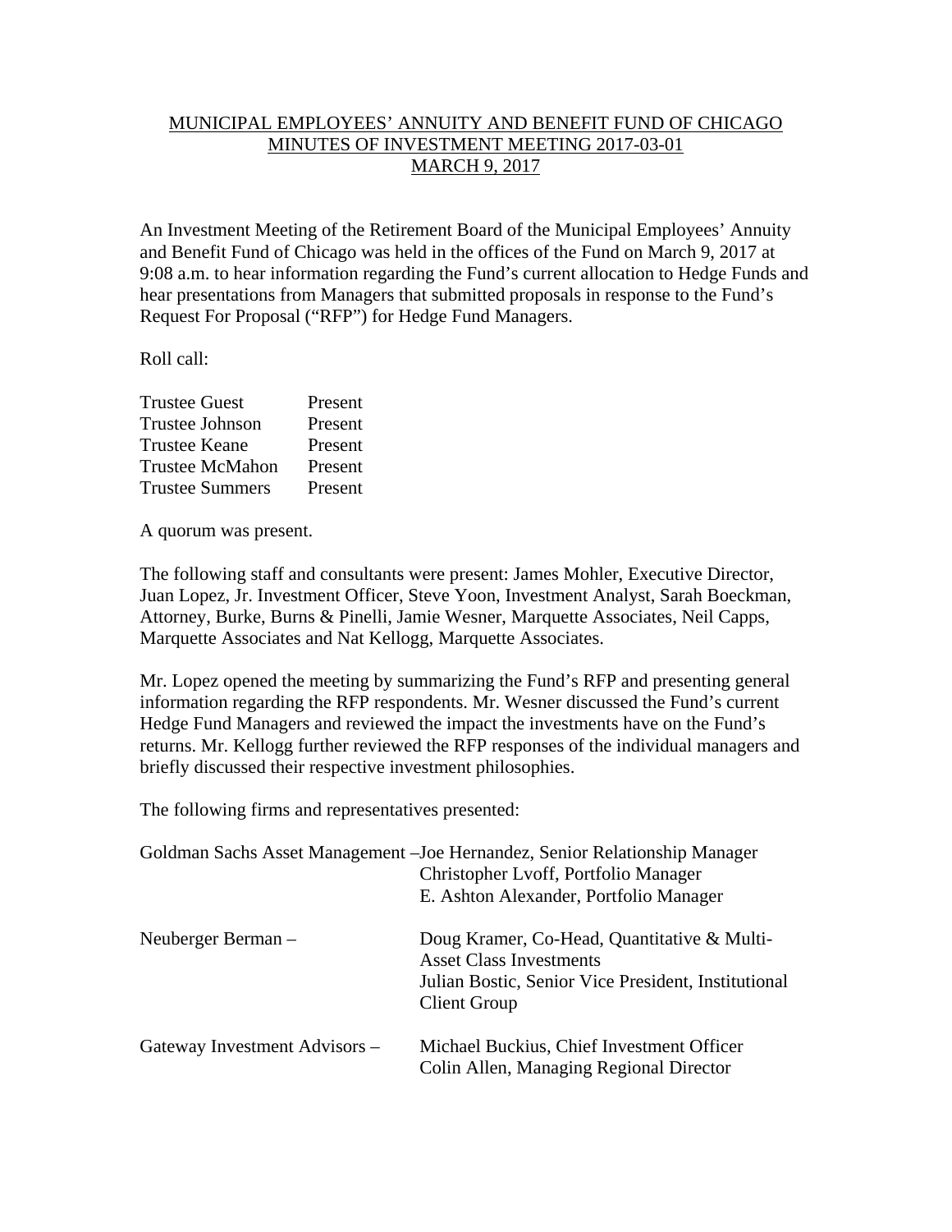# MUNICIPAL EMPLOYEES' ANNUITY AND BENEFIT FUND OF CHICAGO
## MINUTES OF INVESTMENT MEETING 2017-03-01
## MARCH 9, 2017

An Investment Meeting of the Retirement Board of the Municipal Employees' Annuity and Benefit Fund of Chicago was held in the offices of the Fund on March 9, 2017 at 9:08 a.m. to hear information regarding the Fund's current allocation to Hedge Funds and hear presentations from Managers that submitted proposals in response to the Fund's Request For Proposal ("RFP") for Hedge Fund Managers.

Roll call:

| | |
|---|---|
| Trustee Guest | Present |
| Trustee Johnson | Present |
| Trustee Keane | Present |
| Trustee McMahon | Present |
| Trustee Summers | Present |

A quorum was present.

The following staff and consultants were present: James Mohler, Executive Director, Juan Lopez, Jr. Investment Officer, Steve Yoon, Investment Analyst, Sarah Boeckman, Attorney, Burke, Burns & Pinelli, Jamie Wesner, Marquette Associates, Neil Capps, Marquette Associates and Nat Kellogg, Marquette Associates.

Mr. Lopez opened the meeting by summarizing the Fund's RFP and presenting general information regarding the RFP respondents. Mr. Wesner discussed the Fund's current Hedge Fund Managers and reviewed the impact the investments have on the Fund's returns. Mr. Kellogg further reviewed the RFP responses of the individual managers and briefly discussed their respective investment philosophies.

The following firms and representatives presented:

| | |
|---|---|
| Goldman Sachs Asset Management – | Joe Hernandez, Senior Relationship Manager<br>Christopher Lvoff, Portfolio Manager<br>E. Ashton Alexander, Portfolio Manager |
| Neuberger Berman – | Doug Kramer, Co-Head, Quantitative & Multi-Asset Class Investments<br>Julian Bostic, Senior Vice President, Institutional Client Group |
| Gateway Investment Advisors – | Michael Buckius, Chief Investment Officer<br>Colin Allen, Managing Regional Director |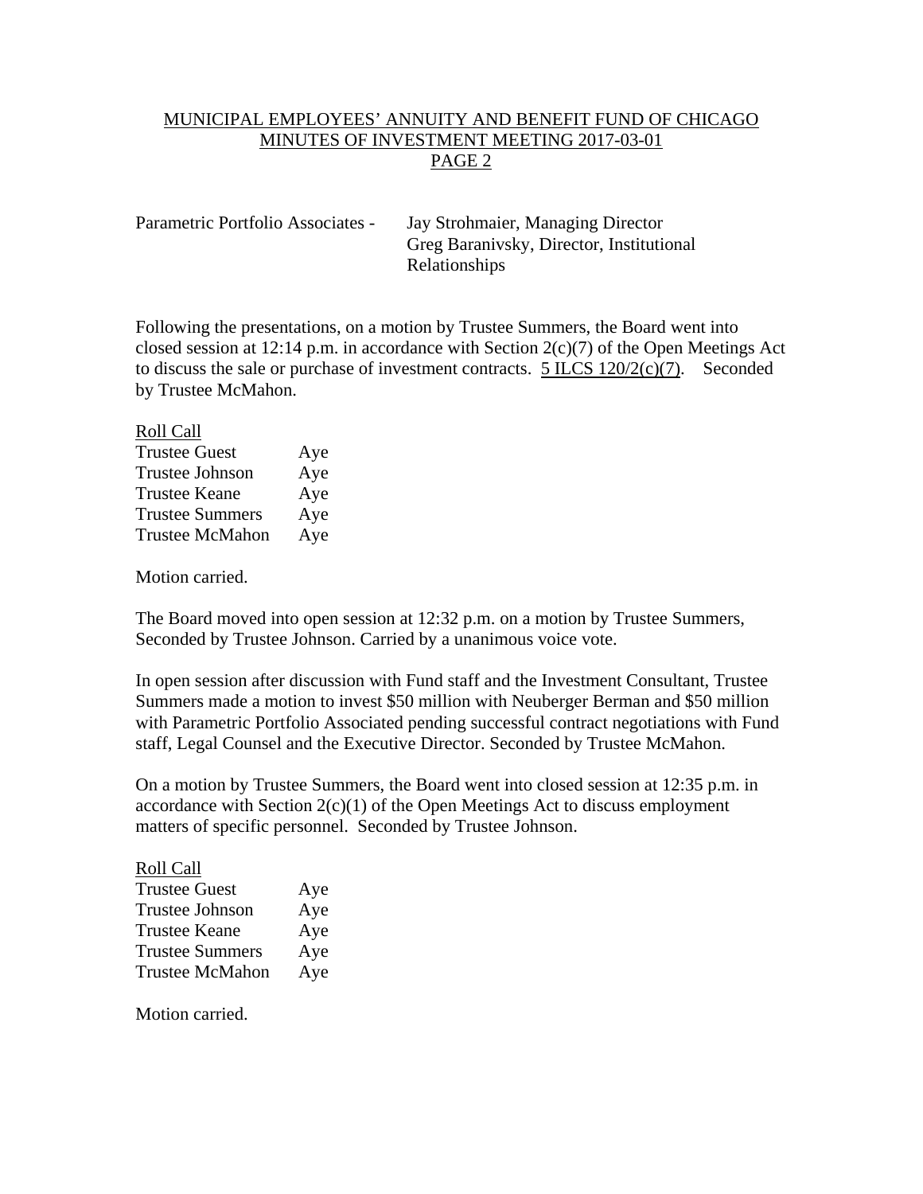Parametric Portfolio Associates - Jay Strohmaier, Managing Director
Greg Baranivsky, Director, Institutional Relationships

Following the presentations, on a motion by Trustee Summers, the Board went into closed session at 12:14 p.m. in accordance with Section 2(c)(7) of the Open Meetings Act to discuss the sale or purchase of investment contracts. 5 ILCS 120/2(c)(7). Seconded by Trustee McMahon.

Roll Call

| | |
|---|---|
| Trustee Guest | Aye |
| Trustee Johnson | Aye |
| Trustee Keane | Aye |
| Trustee Summers | Aye |
| Trustee McMahon | Aye |

Motion carried.

The Board moved into open session at 12:32 p.m. on a motion by Trustee Summers, Seconded by Trustee Johnson. Carried by a unanimous voice vote.

In open session after discussion with Fund staff and the Investment Consultant, Trustee Summers made a motion to invest $50 million with Neuberger Berman and $50 million with Parametric Portfolio Associated pending successful contract negotiations with Fund staff, Legal Counsel and the Executive Director. Seconded by Trustee McMahon.

On a motion by Trustee Summers, the Board went into closed session at 12:35 p.m. in accordance with Section 2(c)(1) of the Open Meetings Act to discuss employment matters of specific personnel. Seconded by Trustee Johnson.

Roll Call

| | |
|---|---|
| Trustee Guest | Aye |
| Trustee Johnson | Aye |
| Trustee Keane | Aye |
| Trustee Summers | Aye |
| Trustee McMahon | Aye |

Motion carried.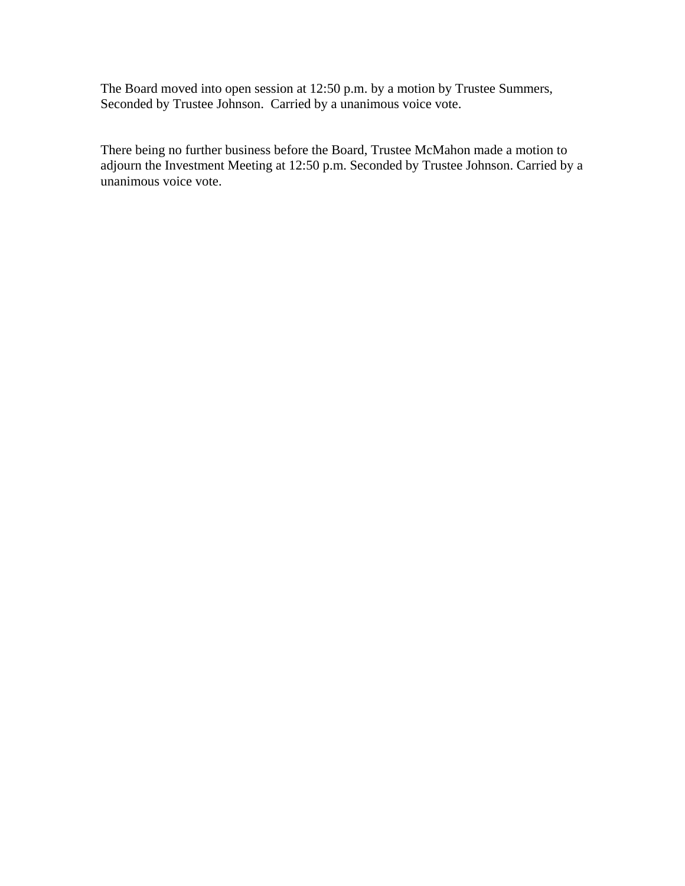The Board moved into open session at 12:50 p.m. by a motion by Trustee Summers, Seconded by Trustee Johnson. Carried by a unanimous voice vote.

There being no further business before the Board, Trustee McMahon made a motion to adjourn the Investment Meeting at 12:50 p.m. Seconded by Trustee Johnson. Carried by a unanimous voice vote.